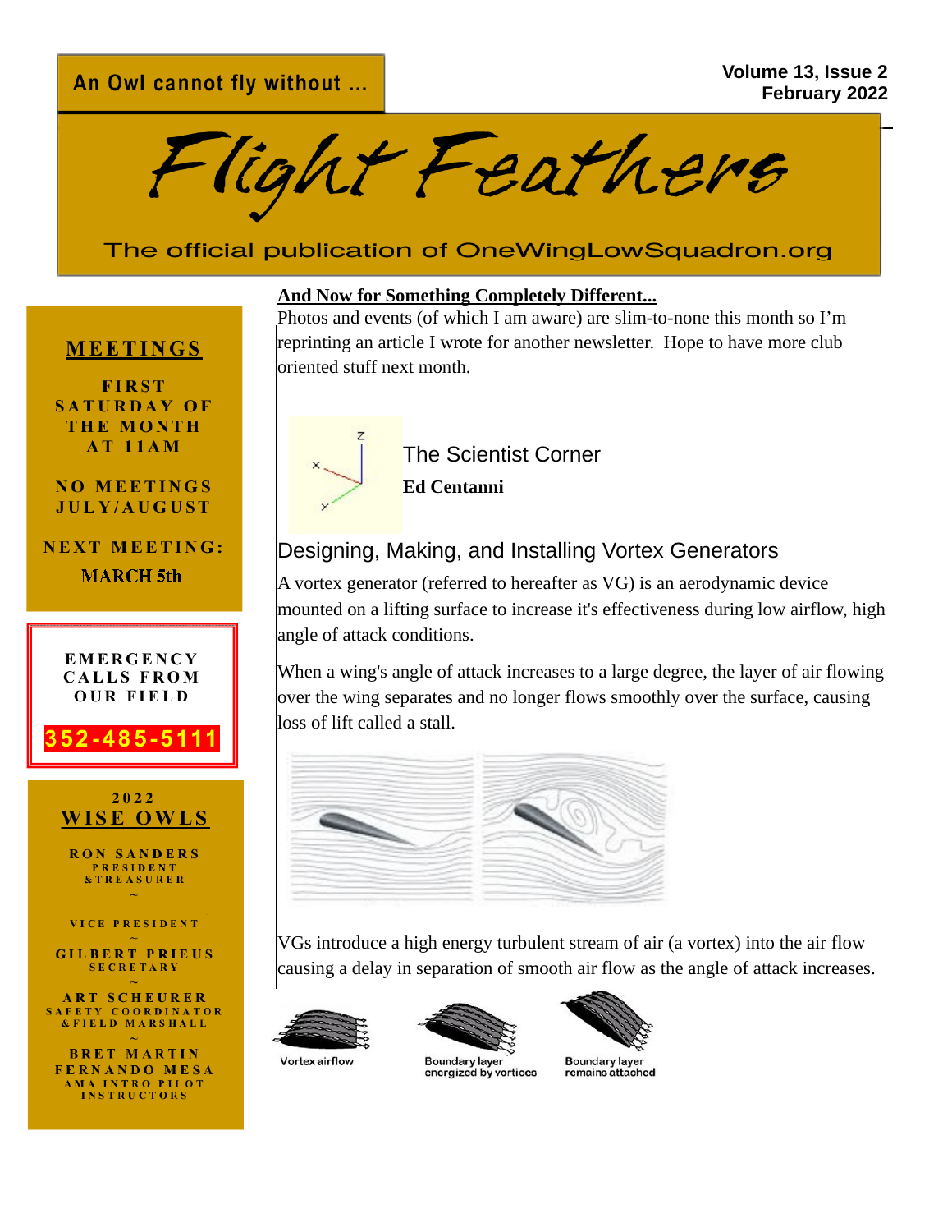An Owl cannot fly without ...

# Flight Feathers

The official publication of OneWingLowSquadron.org

## MEETINGS

FIRST SATURDAY OF THE MONTH AT 11AM

NO MEETINGS JULY/AUGUST

NEXT MEETING: MARCH 5th

EMERGENCY CALLS FROM OUR FIELD

**352-485-5111**

## 2022 WISE OWLS

RON SANDERS
PRESIDENT & TREASURER

~

VICE PRESIDENT

~

GILBERT PRIEUS
SECRETARY

~

ART SCHEURER
SAFETY COORDINATOR & FIELD MARSHALL

~

BRET MARTIN
FERNANDO MESA
AMA INTRO PILOT INSTRUCTORS

**And Now for Something Completely Different...**

Photos and events (of which I am aware) are slim-to-none this month so I'm reprinting an article I wrote for another newsletter. Hope to have more club oriented stuff next month.

The Scientist Corner

**Ed Centanni**

## Designing, Making, and Installing Vortex Generators

A vortex generator (referred to hereafter as VG) is an aerodynamic device mounted on a lifting surface to increase it's effectiveness during low airflow, high angle of attack conditions.

When a wing's angle of attack increases to a large degree, the layer of air flowing over the wing separates and no longer flows smoothly over the surface, causing loss of lift called a stall.

VGs introduce a high energy turbulent stream of air (a vortex) into the air flow causing a delay in separation of smooth air flow as the angle of attack increases.

Vortex airflow

Boundary layer energized by vortices

Boundary layer remains attached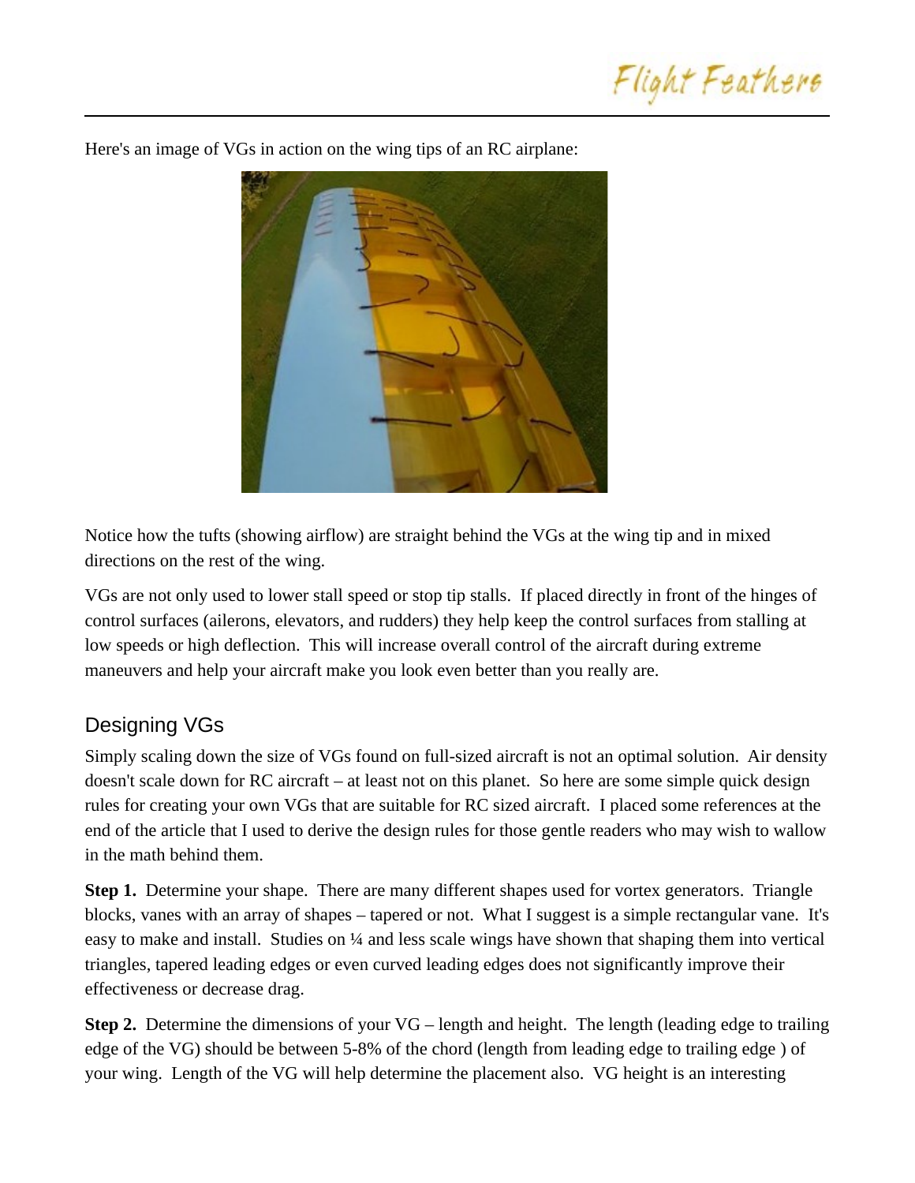Here's an image of VGs in action on the wing tips of an RC airplane:

Notice how the tufts (showing airflow) are straight behind the VGs at the wing tip and in mixed directions on the rest of the wing.

VGs are not only used to lower stall speed or stop tip stalls. If placed directly in front of the hinges of control surfaces (ailerons, elevators, and rudders) they help keep the control surfaces from stalling at low speeds or high deflection. This will increase overall control of the aircraft during extreme maneuvers and help your aircraft make you look even better than you really are.

## Designing VGs

Simply scaling down the size of VGs found on full-sized aircraft is not an optimal solution. Air density doesn't scale down for RC aircraft – at least not on this planet. So here are some simple quick design rules for creating your own VGs that are suitable for RC sized aircraft. I placed some references at the end of the article that I used to derive the design rules for those gentle readers who may wish to wallow in the math behind them.

**Step 1.** Determine your shape. There are many different shapes used for vortex generators. Triangle blocks, vanes with an array of shapes – tapered or not. What I suggest is a simple rectangular vane. It's easy to make and install. Studies on ¼ and less scale wings have shown that shaping them into vertical triangles, tapered leading edges or even curved leading edges does not significantly improve their effectiveness or decrease drag.

**Step 2.** Determine the dimensions of your VG – length and height. The length (leading edge to trailing edge of the VG) should be between 5-8% of the chord (length from leading edge to trailing edge ) of your wing. Length of the VG will help determine the placement also. VG height is an interesting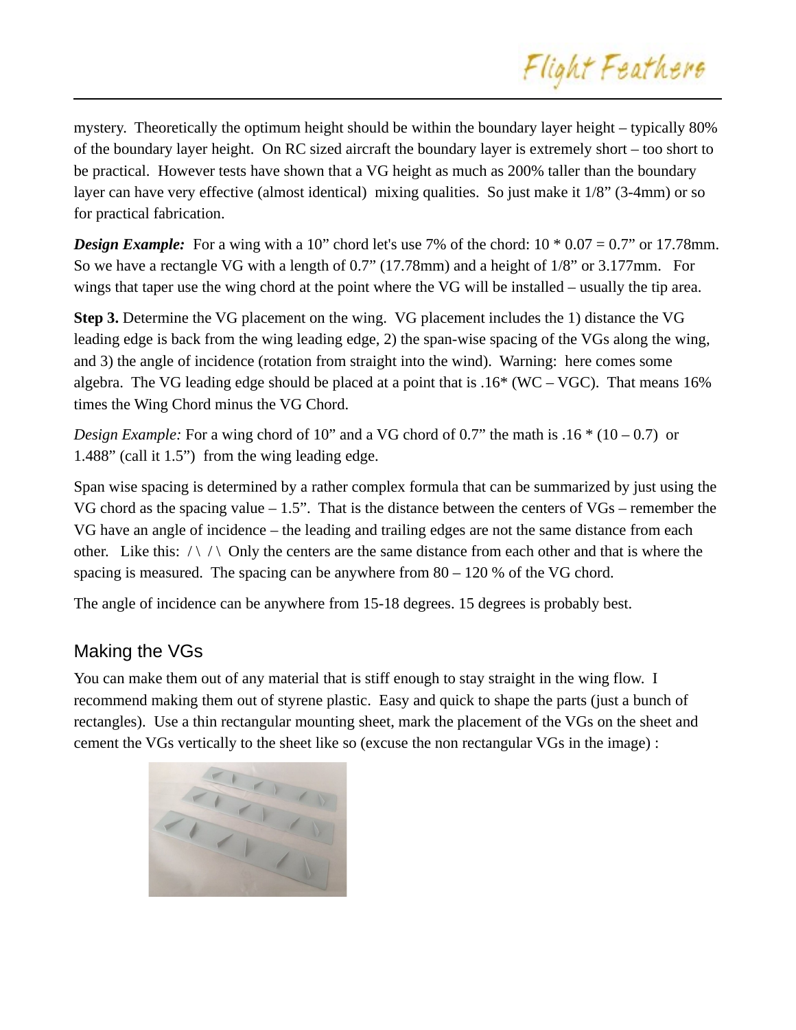mystery. Theoretically the optimum height should be within the boundary layer height – typically 80% of the boundary layer height. On RC sized aircraft the boundary layer is extremely short – too short to be practical. However tests have shown that a VG height as much as 200% taller than the boundary layer can have very effective (almost identical) mixing qualities. So just make it 1/8" (3-4mm) or so for practical fabrication.

***Design Example:*** For a wing with a 10" chord let's use 7% of the chord: 10 * 0.07 = 0.7" or 17.78mm. So we have a rectangle VG with a length of 0.7" (17.78mm) and a height of 1/8" or 3.177mm. For wings that taper use the wing chord at the point where the VG will be installed – usually the tip area.

**Step 3.** Determine the VG placement on the wing. VG placement includes the 1) distance the VG leading edge is back from the wing leading edge, 2) the span-wise spacing of the VGs along the wing, and 3) the angle of incidence (rotation from straight into the wind). Warning: here comes some algebra. The VG leading edge should be placed at a point that is .16* (WC – VGC). That means 16% times the Wing Chord minus the VG Chord.

*Design Example:* For a wing chord of 10" and a VG chord of 0.7" the math is .16 * (10 – 0.7) or 1.488" (call it 1.5") from the wing leading edge.

Span wise spacing is determined by a rather complex formula that can be summarized by just using the VG chord as the spacing value – 1.5". That is the distance between the centers of VGs – remember the VG have an angle of incidence – the leading and trailing edges are not the same distance from each other. Like this: / \ / \ Only the centers are the same distance from each other and that is where the spacing is measured. The spacing can be anywhere from 80 – 120 % of the VG chord.

The angle of incidence can be anywhere from 15-18 degrees. 15 degrees is probably best.

## Making the VGs

You can make them out of any material that is stiff enough to stay straight in the wing flow. I recommend making them out of styrene plastic. Easy and quick to shape the parts (just a bunch of rectangles). Use a thin rectangular mounting sheet, mark the placement of the VGs on the sheet and cement the VGs vertically to the sheet like so (excuse the non rectangular VGs in the image) :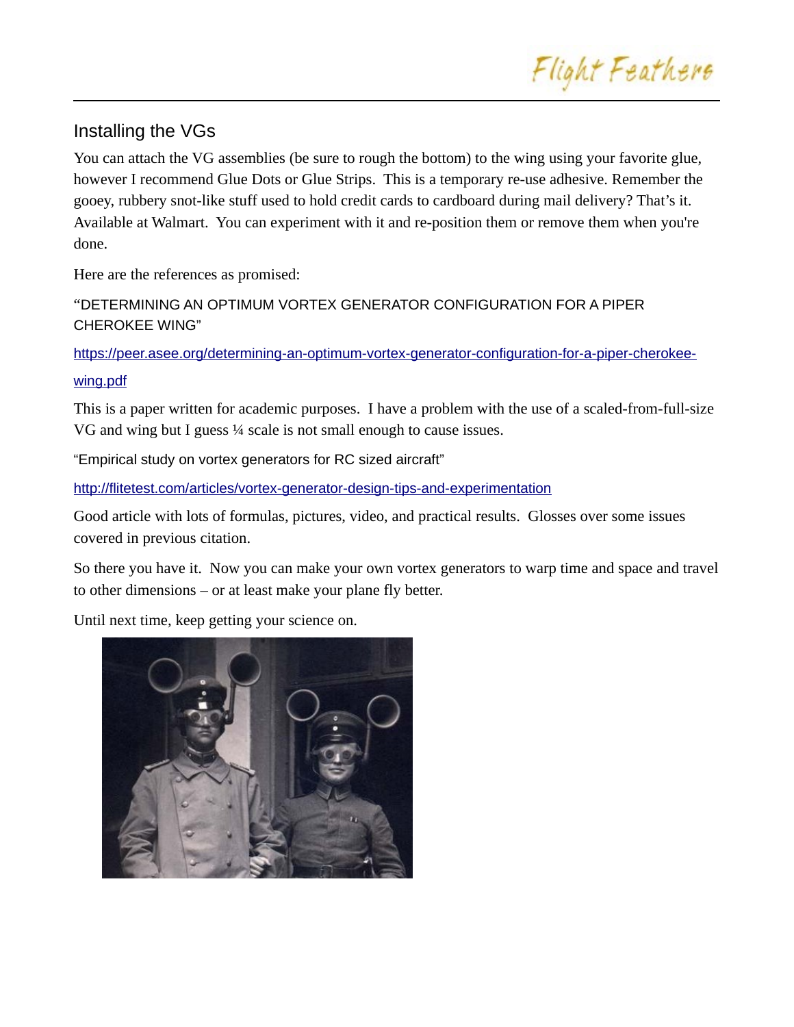## Installing the VGs

You can attach the VG assemblies (be sure to rough the bottom) to the wing using your favorite glue, however I recommend Glue Dots or Glue Strips. This is a temporary re-use adhesive. Remember the gooey, rubbery snot-like stuff used to hold credit cards to cardboard during mail delivery? That's it. Available at Walmart. You can experiment with it and re-position them or remove them when you're done.

Here are the references as promised:

"DETERMINING AN OPTIMUM VORTEX GENERATOR CONFIGURATION FOR A PIPER CHEROKEE WING"

https://peer.asee.org/determining-an-optimum-vortex-generator-configuration-for-a-piper-cherokee-wing.pdf

This is a paper written for academic purposes. I have a problem with the use of a scaled-from-full-size VG and wing but I guess ¼ scale is not small enough to cause issues.

"Empirical study on vortex generators for RC sized aircraft"

http://flitetest.com/articles/vortex-generator-design-tips-and-experimentation

Good article with lots of formulas, pictures, video, and practical results. Glosses over some issues covered in previous citation.

So there you have it. Now you can make your own vortex generators to warp time and space and travel to other dimensions – or at least make your plane fly better.

Until next time, keep getting your science on.